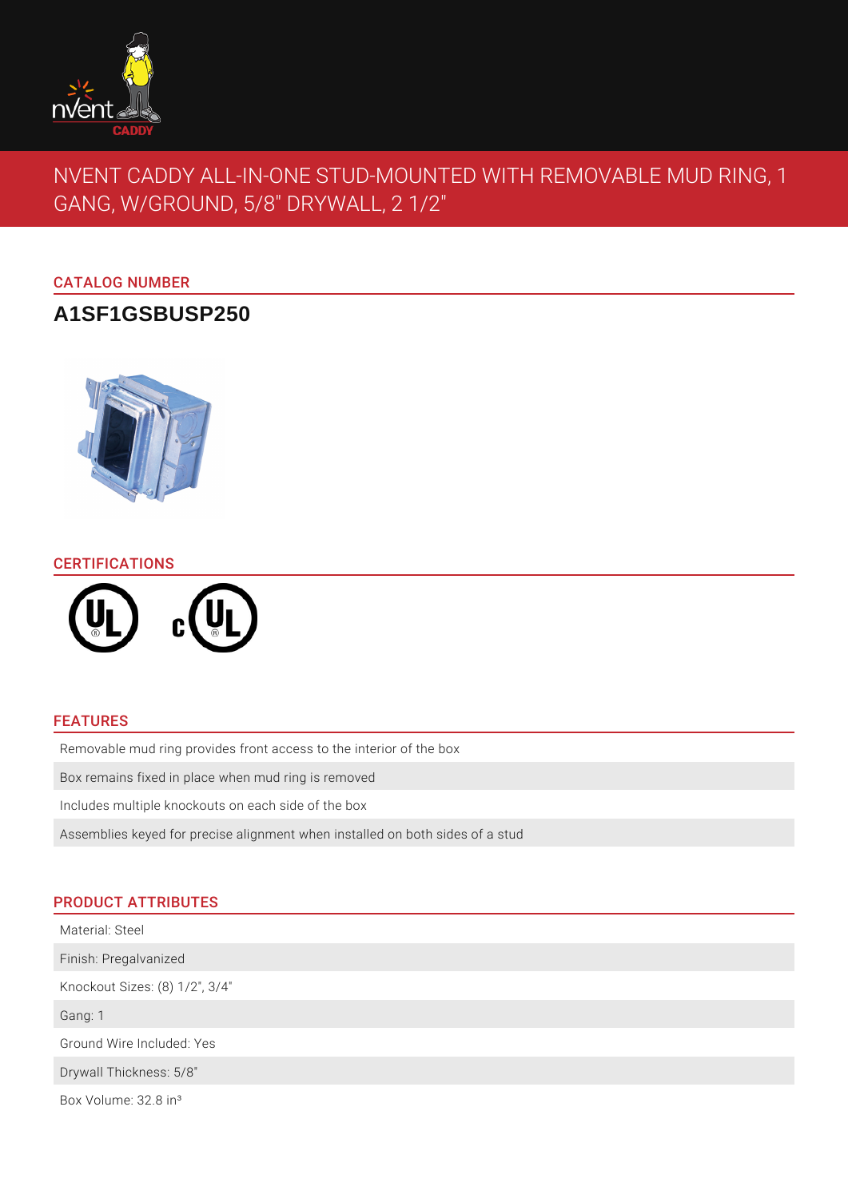# NVENT CADDY ALL-IN-ONE STUD-MOUNTED WITH REMOVABLE MUD RING, 1 GANG, W/GROUND, 5/8" DRYWALL, 2 1/2"

## CATALOG NUMBER

**A1SF1GSBUSP250**

## CERTIFICATIONS

## FEATURES

- Removable mud ring provides front access to the interior of the box
- Box remains fixed in place when mud ring is removed
- Includes multiple knockouts on each side of the box
- Assemblies keyed for precise alignment when installed on both sides of a stud

## PRODUCT ATTRIBUTES

- Material: Steel
- Finish: Pregalvanized
- Knockout Sizes: (8) 1/2", 3/4"
- Gang: 1
- Ground Wire Included: Yes
- Drywall Thickness: 5/8"
- Box Volume: 32.8 in³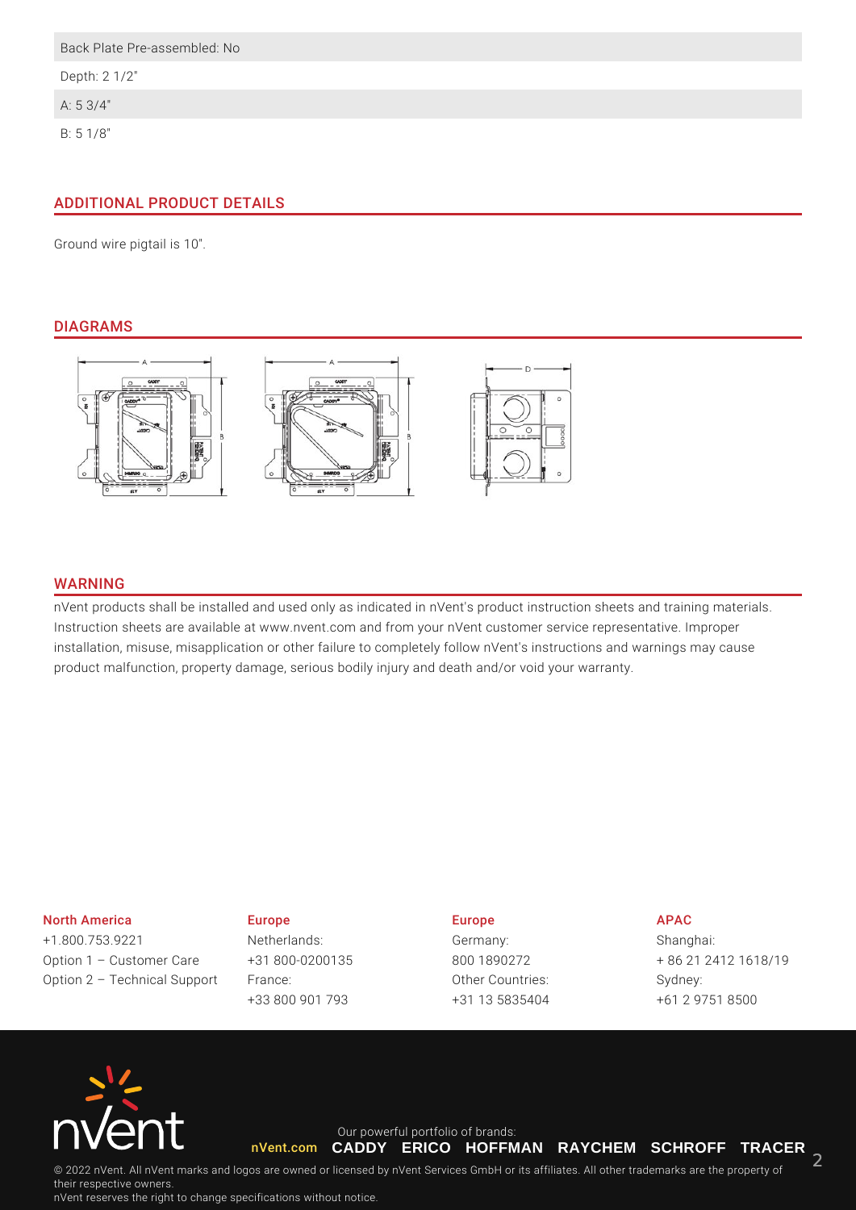| | |
|---|---|
| Back Plate Pre-assembled: No | |
| Depth: 2 1/2" | |
| A: 5 3/4" | |
| B: 5 1/8" | |

## ADDITIONAL PRODUCT DETAILS

Ground wire pigtail is 10".

## DIAGRAMS

A
B
D

## WARNING

nVent products shall be installed and used only as indicated in nVent's product instruction sheets and training materials. Instruction sheets are available at www.nvent.com and from your nVent customer service representative. Improper installation, misuse, misapplication or other failure to completely follow nVent's instructions and warnings may cause product malfunction, property damage, serious bodily injury and death and/or void your warranty.

**North America**
+1.800.753.9221
Option 1 – Customer Care
Option 2 – Technical Support

**Europe**
Netherlands:
+31 800-0200135
France:
+33 800 901 793

**Europe**
Germany:
800 1890272
Other Countries:
+31 13 5835404

**APAC**
Shanghai:
+ 86 21 2412 1618/19
Sydney:
+61 2 9751 8500

Our powerful portfolio of brands:
nVent.com CADDY ERICO HOFFMAN RAYCHEM SCHROFF TRACER

© 2022 nVent. All nVent marks and logos are owned or licensed by nVent Services GmbH or its affiliates. All other trademarks are the property of their respective owners.
nVent reserves the right to change specifications without notice.